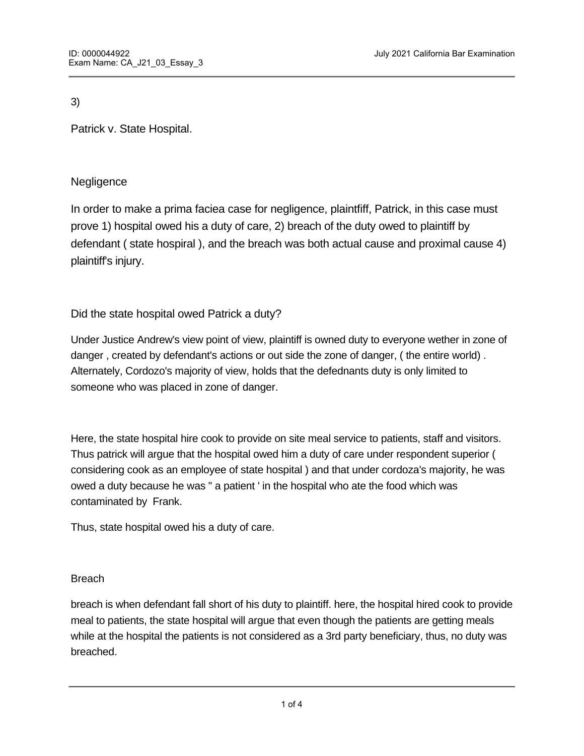3)

Patrick v. State Hospital.

Negligence

In order to make a prima faciea case for negligence, plaintfiff, Patrick, in this case must prove 1) hospital owed his a duty of care, 2) breach of the duty owed to plaintiff by defendant ( state hospiral ), and the breach was both actual cause and proximal cause 4) plaintiff's injury.

Did the state hospital owed Patrick a duty?

Under Justice Andrew's view point of view, plaintiff is owned duty to everyone wether in zone of danger , created by defendant's actions or out side the zone of danger, ( the entire world) . Alternately, Cordozo's majority of view, holds that the defednants duty is only limited to someone who was placed in zone of danger.

Here, the state hospital hire cook to provide on site meal service to patients, staff and visitors. Thus patrick will argue that the hospital owed him a duty of care under respondent superior ( considering cook as an employee of state hospital ) and that under cordoza's majority, he was owed a duty because he was " a patient ' in the hospital who ate the food which was contaminated by Frank.

Thus, state hospital owed his a duty of care.

Breach

breach is when defendant fall short of his duty to plaintiff. here, the hospital hired cook to provide meal to patients, the state hospital will argue that even though the patients are getting meals while at the hospital the patients is not considered as a 3rd party beneficiary, thus, no duty was breached.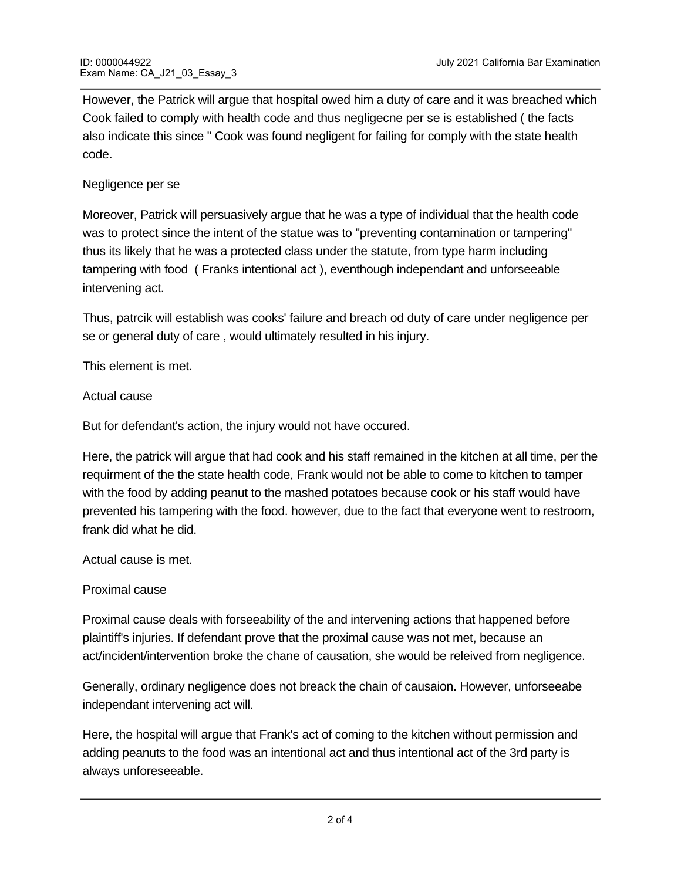However, the Patrick will argue that hospital owed him a duty of care and it was breached which Cook failed to comply with health code and thus negligecne per se is established ( the facts also indicate this since " Cook was found negligent for failing for comply with the state health code.

Negligence per se

Moreover, Patrick will persuasively argue that he was a type of individual that the health code was to protect since the intent of the statue was to "preventing contamination or tampering" thus its likely that he was a protected class under the statute, from type harm including tampering with food ( Franks intentional act ), eventhough independant and unforseeable intervening act.

Thus, patrcik will establish was cooks' failure and breach od duty of care under negligence per se or general duty of care , would ultimately resulted in his injury.

This element is met.

Actual cause

But for defendant's action, the injury would not have occured.

Here, the patrick will argue that had cook and his staff remained in the kitchen at all time, per the requirment of the the state health code, Frank would not be able to come to kitchen to tamper with the food by adding peanut to the mashed potatoes because cook or his staff would have prevented his tampering with the food. however, due to the fact that everyone went to restroom, frank did what he did.

Actual cause is met.

Proximal cause

Proximal cause deals with forseeability of the and intervening actions that happened before plaintiff's injuries. If defendant prove that the proximal cause was not met, because an act/incident/intervention broke the chane of causation, she would be releived from negligence.

Generally, ordinary negligence does not breack the chain of causaion. However, unforseeabe independant intervening act will.

Here, the hospital will argue that Frank's act of coming to the kitchen without permission and adding peanuts to the food was an intentional act and thus intentional act of the 3rd party is always unforeseeable.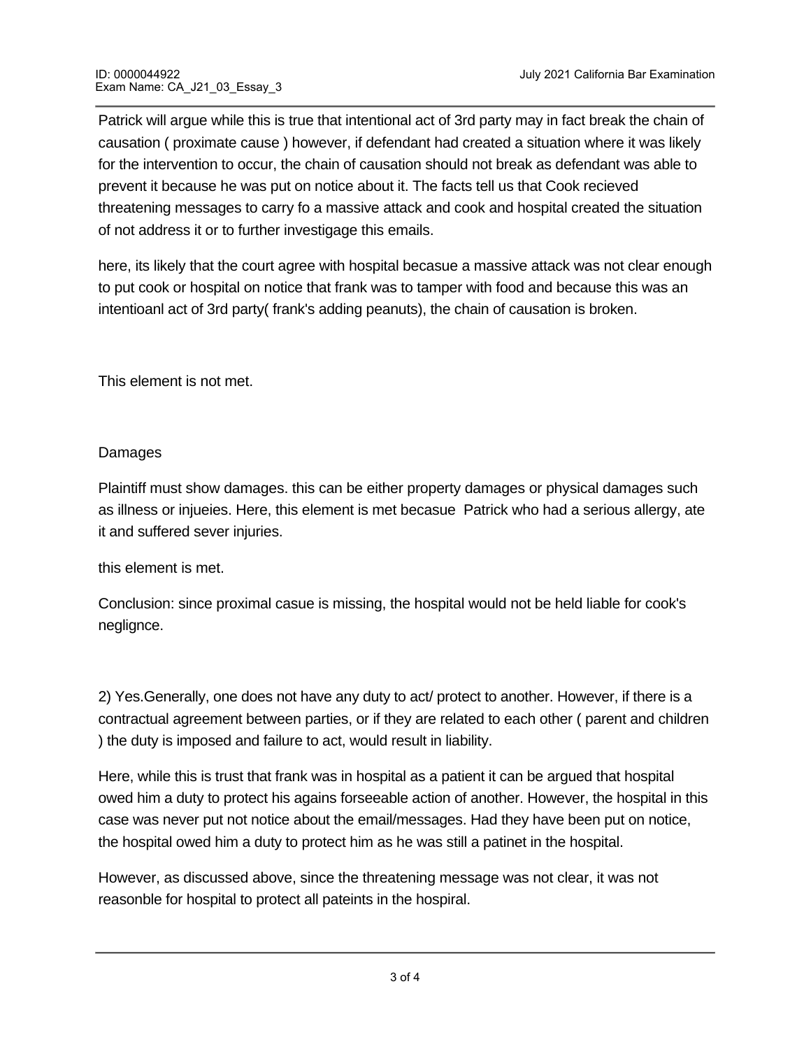Patrick will argue while this is true that intentional act of 3rd party may in fact break the chain of causation ( proximate cause ) however, if defendant had created a situation where it was likely for the intervention to occur, the chain of causation should not break as defendant was able to prevent it because he was put on notice about it. The facts tell us that Cook recieved threatening messages to carry fo a massive attack and cook and hospital created the situation of not address it or to further investigage this emails.

here, its likely that the court agree with hospital becasue a massive attack was not clear enough to put cook or hospital on notice that frank was to tamper with food and because this was an intentioanl act of 3rd party( frank's adding peanuts), the chain of causation is broken.

This element is not met.

Damages

Plaintiff must show damages. this can be either property damages or physical damages such as illness or injueies. Here, this element is met becasue Patrick who had a serious allergy, ate it and suffered sever injuries.

this element is met.

Conclusion: since proximal casue is missing, the hospital would not be held liable for cook's neglignce.

2) Yes.Generally, one does not have any duty to act/ protect to another. However, if there is a contractual agreement between parties, or if they are related to each other ( parent and children ) the duty is imposed and failure to act, would result in liability.

Here, while this is trust that frank was in hospital as a patient it can be argued that hospital owed him a duty to protect his agains forseeable action of another. However, the hospital in this case was never put not notice about the email/messages. Had they have been put on notice, the hospital owed him a duty to protect him as he was still a patinet in the hospital.

However, as discussed above, since the threatening message was not clear, it was not reasonble for hospital to protect all pateints in the hospiral.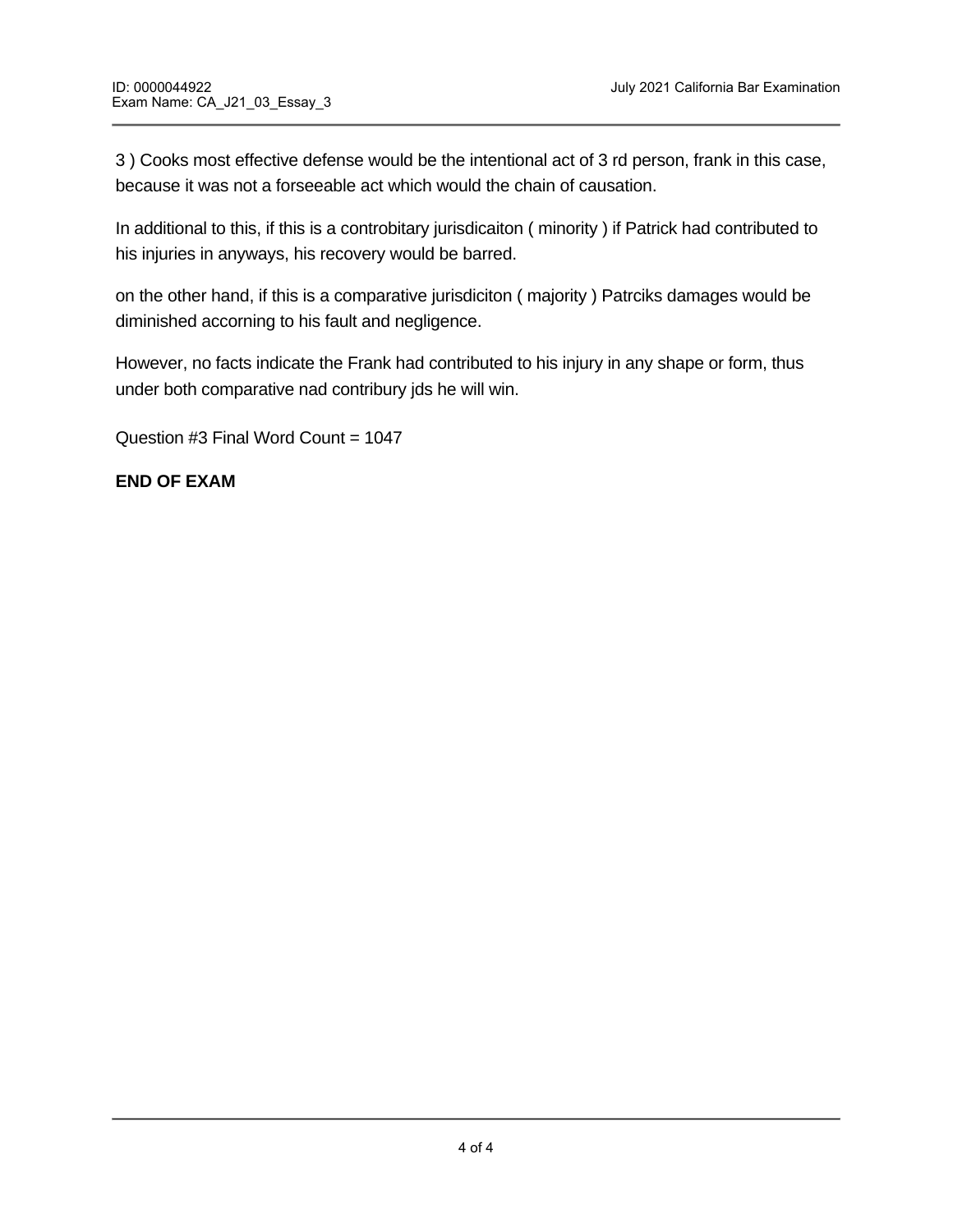3 ) Cooks most effective defense would be the intentional act of 3 rd person, frank in this case, because it was not a forseeable act which would the chain of causation.

In additional to this, if this is a controbitary jurisdicaiton ( minority ) if Patrick had contributed to his injuries in anyways, his recovery would be barred.

on the other hand, if this is a comparative jurisdiciton ( majority ) Patrciks damages would be diminished accorning to his fault and negligence.

However, no facts indicate the Frank had contributed to his injury in any shape or form, thus under both comparative nad contribury jds he will win.

Question #3 Final Word Count = 1047

**END OF EXAM**